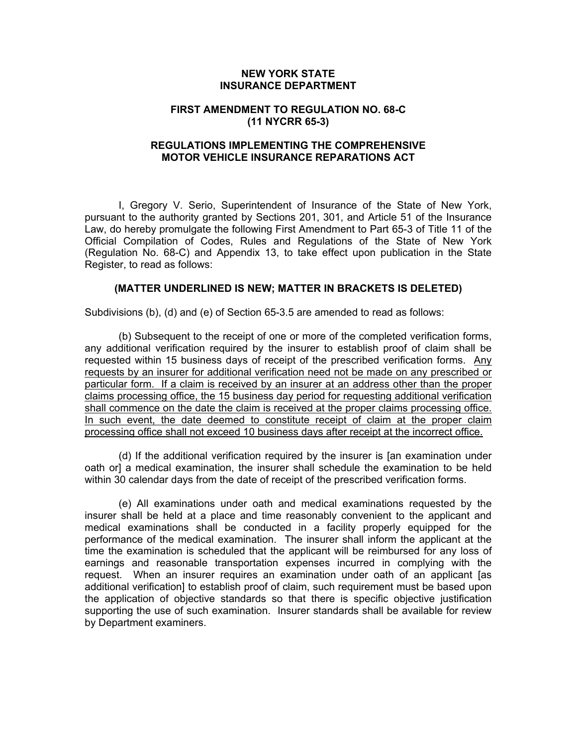**NEW YORK STATE**
**INSURANCE DEPARTMENT**

**FIRST AMENDMENT TO REGULATION NO. 68-C**
**(11 NYCRR 65-3)**

**REGULATIONS IMPLEMENTING THE COMPREHENSIVE MOTOR VEHICLE INSURANCE REPARATIONS ACT**

I, Gregory V. Serio, Superintendent of Insurance of the State of New York, pursuant to the authority granted by Sections 201, 301, and Article 51 of the Insurance Law, do hereby promulgate the following First Amendment to Part 65-3 of Title 11 of the Official Compilation of Codes, Rules and Regulations of the State of New York (Regulation No. 68-C) and Appendix 13, to take effect upon publication in the State Register, to read as follows:

**(MATTER UNDERLINED IS NEW; MATTER IN BRACKETS IS DELETED)**

Subdivisions (b), (d) and (e) of Section 65-3.5 are amended to read as follows:

(b) Subsequent to the receipt of one or more of the completed verification forms, any additional verification required by the insurer to establish proof of claim shall be requested within 15 business days of receipt of the prescribed verification forms. <u>Any requests by an insurer for additional verification need not be made on any prescribed or particular form. If a claim is received by an insurer at an address other than the proper claims processing office, the 15 business day period for requesting additional verification shall commence on the date the claim is received at the proper claims processing office. In such event, the date deemed to constitute receipt of claim at the proper claim processing office shall not exceed 10 business days after receipt at the incorrect office.</u>

(d) If the additional verification required by the insurer is [an examination under oath or] a medical examination, the insurer shall schedule the examination to be held within 30 calendar days from the date of receipt of the prescribed verification forms.

(e) All examinations under oath and medical examinations requested by the insurer shall be held at a place and time reasonably convenient to the applicant and medical examinations shall be conducted in a facility properly equipped for the performance of the medical examination. The insurer shall inform the applicant at the time the examination is scheduled that the applicant will be reimbursed for any loss of earnings and reasonable transportation expenses incurred in complying with the request. When an insurer requires an examination under oath of an applicant [as additional verification] to establish proof of claim, such requirement must be based upon the application of objective standards so that there is specific objective justification supporting the use of such examination. Insurer standards shall be available for review by Department examiners.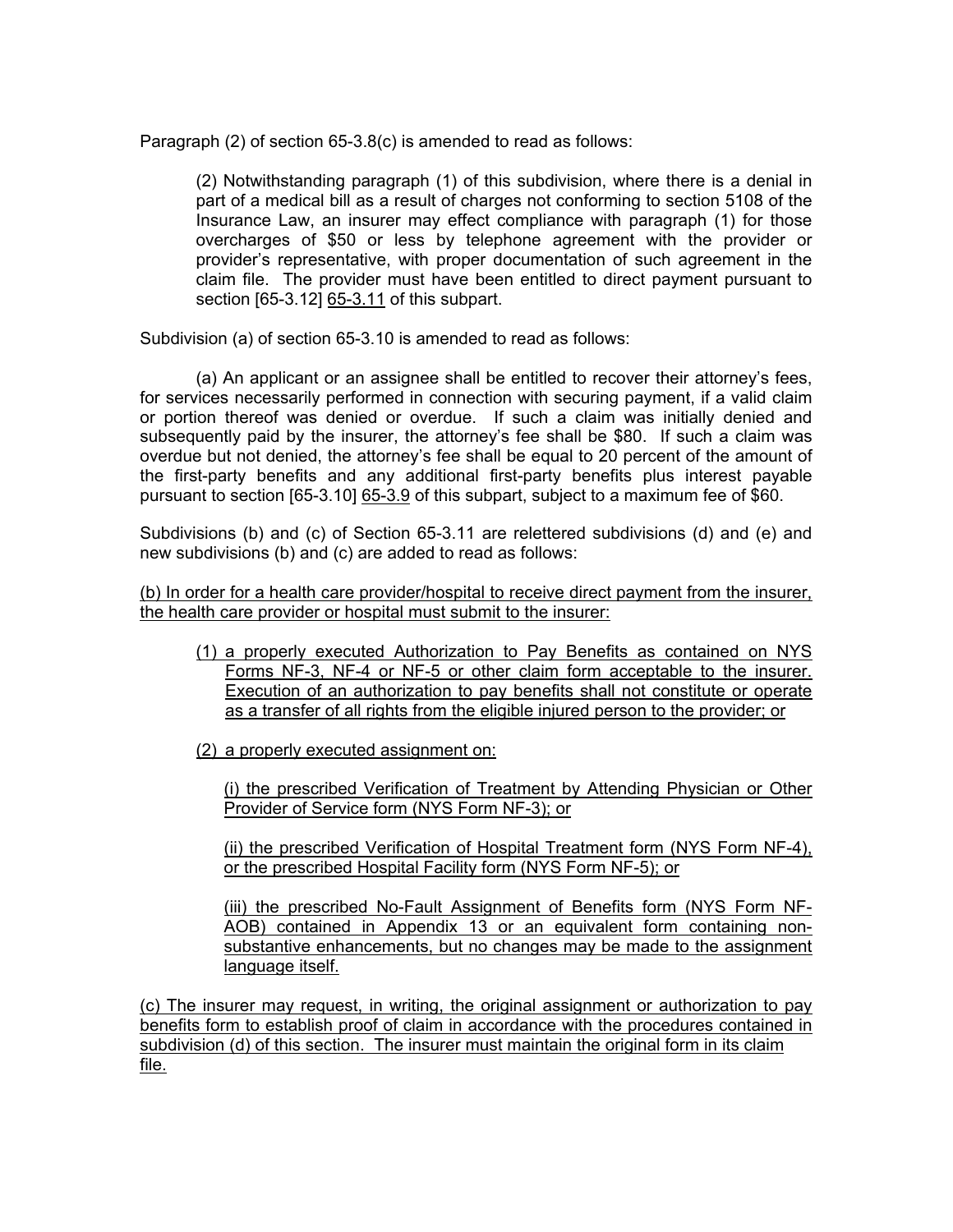Paragraph (2) of section 65-3.8(c) is amended to read as follows:

> (2) Notwithstanding paragraph (1) of this subdivision, where there is a denial in part of a medical bill as a result of charges not conforming to section 5108 of the Insurance Law, an insurer may effect compliance with paragraph (1) for those overcharges of $50 or less by telephone agreement with the provider or provider's representative, with proper documentation of such agreement in the claim file. The provider must have been entitled to direct payment pursuant to section [65-3.12] <u>65-3.11</u> of this subpart.

Subdivision (a) of section 65-3.10 is amended to read as follows:

(a) An applicant or an assignee shall be entitled to recover their attorney's fees, for services necessarily performed in connection with securing payment, if a valid claim or portion thereof was denied or overdue. If such a claim was initially denied and subsequently paid by the insurer, the attorney's fee shall be $80. If such a claim was overdue but not denied, the attorney's fee shall be equal to 20 percent of the amount of the first-party benefits and any additional first-party benefits plus interest payable pursuant to section [65-3.10] <u>65-3.9</u> of this subpart, subject to a maximum fee of $60.

Subdivisions (b) and (c) of Section 65-3.11 are relettered subdivisions (d) and (e) and new subdivisions (b) and (c) are added to read as follows:

<u>(b) In order for a health care provider/hospital to receive direct payment from the insurer, the health care provider or hospital must submit to the insurer:</u>

> <u>(1) a properly executed Authorization to Pay Benefits as contained on NYS Forms NF-3, NF-4 or NF-5 or other claim form acceptable to the insurer. Execution of an authorization to pay benefits shall not constitute or operate as a transfer of all rights from the eligible injured person to the provider; or</u>
>
> <u>(2) a properly executed assignment on:</u>
>
> > <u>(i) the prescribed Verification of Treatment by Attending Physician or Other Provider of Service form (NYS Form NF-3); or</u>
> >
> > <u>(ii) the prescribed Verification of Hospital Treatment form (NYS Form NF-4), or the prescribed Hospital Facility form (NYS Form NF-5); or</u>
> >
> > <u>(iii) the prescribed No-Fault Assignment of Benefits form (NYS Form NF-AOB) contained in Appendix 13 or an equivalent form containing non-substantive enhancements, but no changes may be made to the assignment language itself.</u>

<u>(c) The insurer may request, in writing, the original assignment or authorization to pay benefits form to establish proof of claim in accordance with the procedures contained in subdivision (d) of this section. The insurer must maintain the original form in its claim file.</u>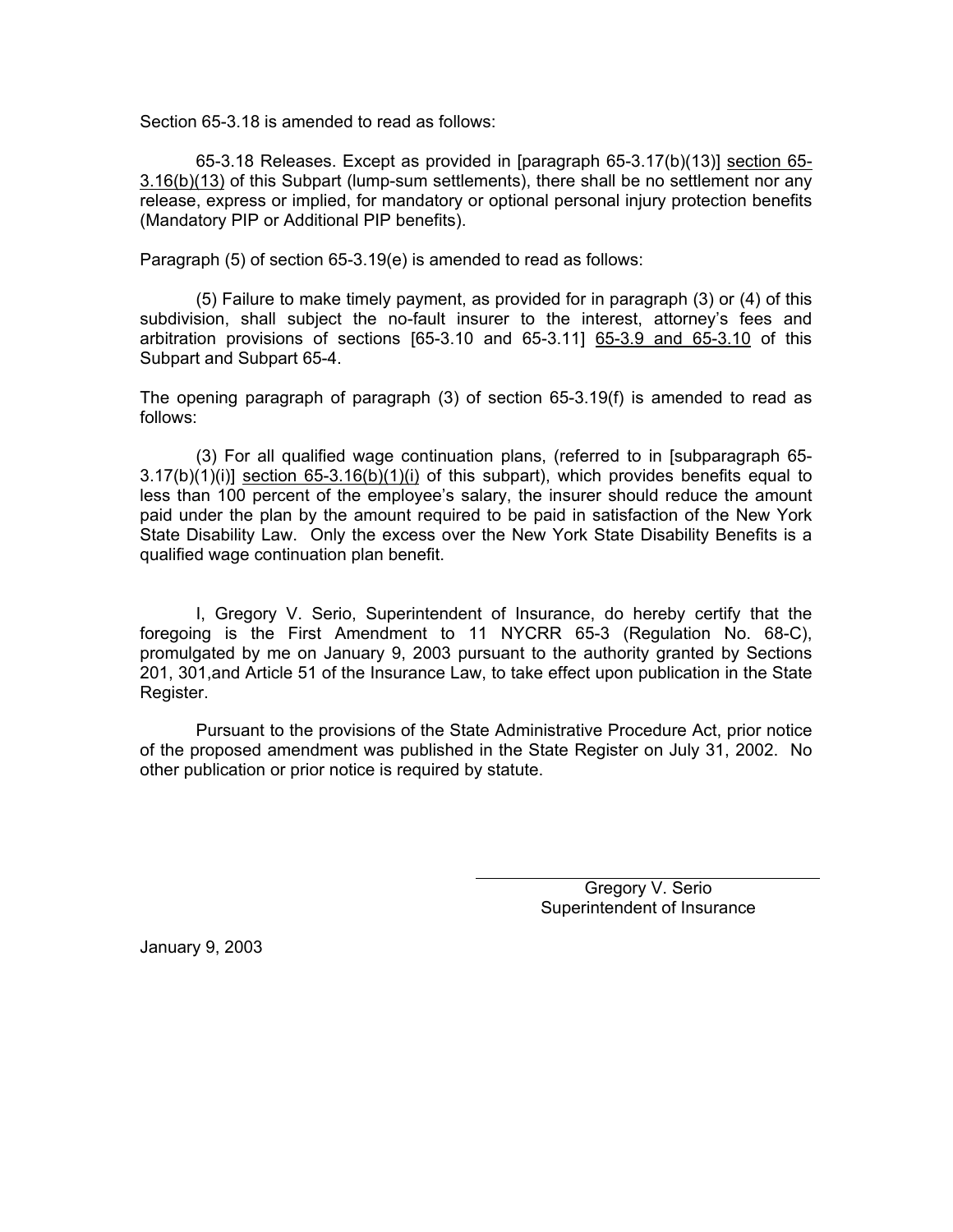Section 65-3.18 is amended to read as follows:

65-3.18 Releases. Except as provided in [paragraph 65-3.17(b)(13)] section 65-3.16(b)(13) of this Subpart (lump-sum settlements), there shall be no settlement nor any release, express or implied, for mandatory or optional personal injury protection benefits (Mandatory PIP or Additional PIP benefits).

Paragraph (5) of section 65-3.19(e) is amended to read as follows:

(5) Failure to make timely payment, as provided for in paragraph (3) or (4) of this subdivision, shall subject the no-fault insurer to the interest, attorney's fees and arbitration provisions of sections [65-3.10 and 65-3.11] 65-3.9 and 65-3.10 of this Subpart and Subpart 65-4.

The opening paragraph of paragraph (3) of section 65-3.19(f) is amended to read as follows:

(3) For all qualified wage continuation plans, (referred to in [subparagraph 65-3.17(b)(1)(i)] section 65-3.16(b)(1)(i) of this subpart), which provides benefits equal to less than 100 percent of the employee's salary, the insurer should reduce the amount paid under the plan by the amount required to be paid in satisfaction of the New York State Disability Law. Only the excess over the New York State Disability Benefits is a qualified wage continuation plan benefit.

I, Gregory V. Serio, Superintendent of Insurance, do hereby certify that the foregoing is the First Amendment to 11 NYCRR 65-3 (Regulation No. 68-C), promulgated by me on January 9, 2003 pursuant to the authority granted by Sections 201, 301,and Article 51 of the Insurance Law, to take effect upon publication in the State Register.

Pursuant to the provisions of the State Administrative Procedure Act, prior notice of the proposed amendment was published in the State Register on July 31, 2002. No other publication or prior notice is required by statute.

Gregory V. Serio
Superintendent of Insurance

January 9, 2003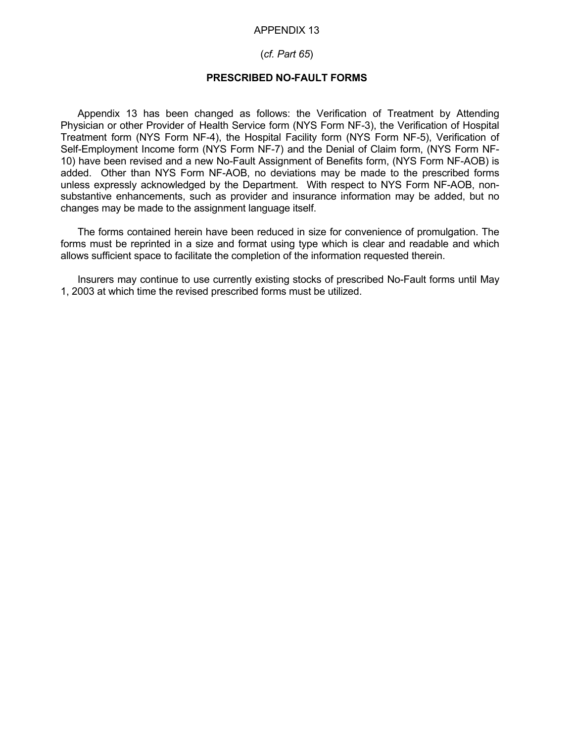APPENDIX 13

(*cf. Part 65*)

**PRESCRIBED NO-FAULT FORMS**

Appendix 13 has been changed as follows: the Verification of Treatment by Attending Physician or other Provider of Health Service form (NYS Form NF-3), the Verification of Hospital Treatment form (NYS Form NF-4), the Hospital Facility form (NYS Form NF-5), Verification of Self-Employment Income form (NYS Form NF-7) and the Denial of Claim form, (NYS Form NF-10) have been revised and a new No-Fault Assignment of Benefits form, (NYS Form NF-AOB) is added. Other than NYS Form NF-AOB, no deviations may be made to the prescribed forms unless expressly acknowledged by the Department. With respect to NYS Form NF-AOB, non-substantive enhancements, such as provider and insurance information may be added, but no changes may be made to the assignment language itself.

The forms contained herein have been reduced in size for convenience of promulgation. The forms must be reprinted in a size and format using type which is clear and readable and which allows sufficient space to facilitate the completion of the information requested therein.

Insurers may continue to use currently existing stocks of prescribed No-Fault forms until May 1, 2003 at which time the revised prescribed forms must be utilized.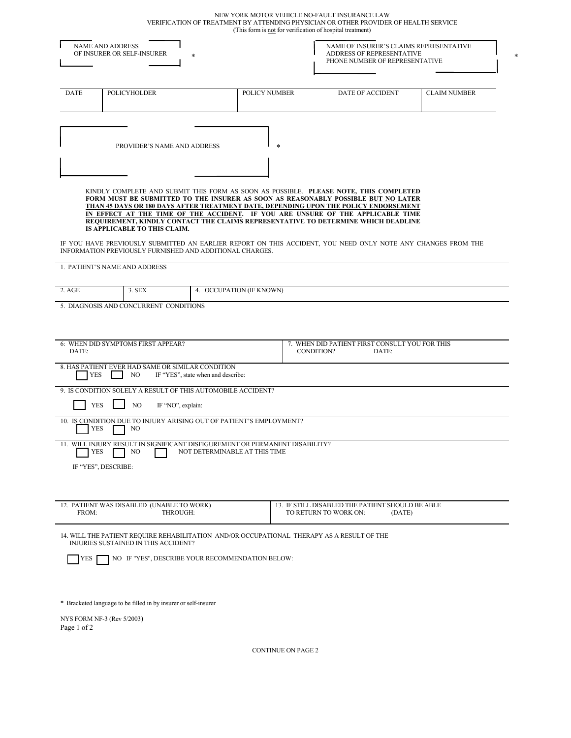NEW YORK MOTOR VEHICLE NO-FAULT INSURANCE LAW
VERIFICATION OF TREATMENT BY ATTENDING PHYSICIAN OR OTHER PROVIDER OF HEALTH SERVICE
(This form is not for verification of hospital treatment)

NAME AND ADDRESS OF INSURER OR SELF-INSURER *

NAME OF INSURER'S CLAIMS REPRESENTATIVE
ADDRESS OF REPRESENTATIVE
PHONE NUMBER OF REPRESENTATIVE *

| DATE | POLICYHOLDER | POLICY NUMBER | DATE OF ACCIDENT | CLAIM NUMBER |
|---|---|---|---|---|
| | | | | |

PROVIDER'S NAME AND ADDRESS *

KINDLY COMPLETE AND SUBMIT THIS FORM AS SOON AS POSSIBLE. **PLEASE NOTE, THIS COMPLETED FORM MUST BE SUBMITTED TO THE INSURER AS SOON AS REASONABLY POSSIBLE BUT NO LATER THAN 45 DAYS OR 180 DAYS AFTER TREATMENT DATE, DEPENDING UPON THE POLICY ENDORSEMENT IN EFFECT AT THE TIME OF THE ACCIDENT. IF YOU ARE UNSURE OF THE APPLICABLE TIME REQUIREMENT, KINDLY CONTACT THE CLAIMS REPRESENTATIVE TO DETERMINE WHICH DEADLINE IS APPLICABLE TO THIS CLAIM.**

IF YOU HAVE PREVIOUSLY SUBMITTED AN EARLIER REPORT ON THIS ACCIDENT, YOU NEED ONLY NOTE ANY CHANGES FROM THE INFORMATION PREVIOUSLY FURNISHED AND ADDITIONAL CHARGES.

1. PATIENT'S NAME AND ADDRESS

| 2. AGE | 3. SEX | 4. OCCUPATION (IF KNOWN) |
|---|---|---|
| | | |

5. DIAGNOSIS AND CONCURRENT CONDITIONS

| 6: WHEN DID SYMPTOMS FIRST APPEAR? DATE: | 7. WHEN DID PATIENT FIRST CONSULT YOU FOR THIS CONDITION? DATE: |
|---|---|

8. HAS PATIENT EVER HAD SAME OR SIMILAR CONDITION
☐ YES ☐ NO IF "YES", state when and describe:

9. IS CONDITION SOLELY A RESULT OF THIS AUTOMOBILE ACCIDENT?
☐ YES ☐ NO IF "NO", explain:

10. IS CONDITION DUE TO INJURY ARISING OUT OF PATIENT'S EMPLOYMENT?
☐ YES ☐ NO

11. WILL INJURY RESULT IN SIGNIFICANT DISFIGUREMENT OR PERMANENT DISABILITY?
☐ YES ☐ NO ☐ NOT DETERMINABLE AT THIS TIME

IF "YES", DESCRIBE:

| 12. PATIENT WAS DISABLED (UNABLE TO WORK) FROM: THROUGH: | 13. IF STILL DISABLED THE PATIENT SHOULD BE ABLE TO RETURN TO WORK ON: (DATE) |
|---|---|

14. WILL THE PATIENT REQUIRE REHABILITATION AND/OR OCCUPATIONAL THERAPY AS A RESULT OF THE INJURIES SUSTAINED IN THIS ACCIDENT?

☐ YES ☐ NO IF "YES", DESCRIBE YOUR RECOMMENDATION BELOW:

* Bracketed language to be filled in by insurer or self-insurer

NYS FORM NF-3 (Rev 5/2003)

CONTINUE ON PAGE 2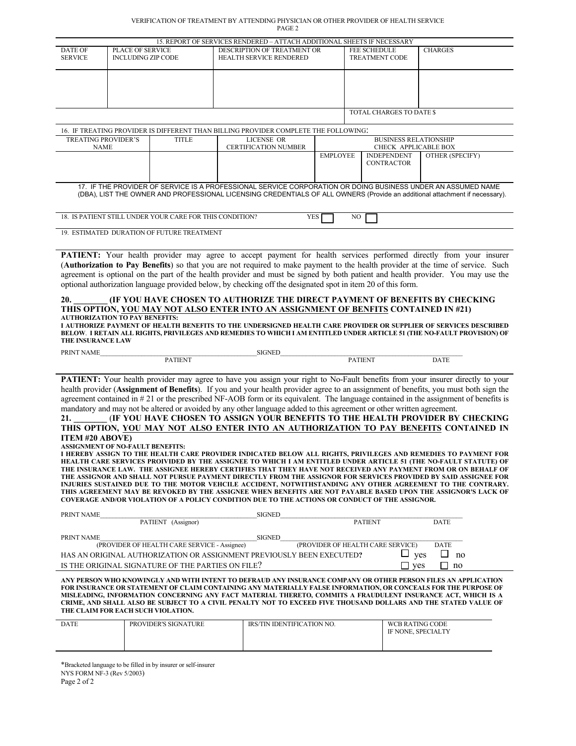VERIFICATION OF TREATMENT BY ATTENDING PHYSICIAN OR OTHER PROVIDER OF HEALTH SERVICE
PAGE 2

15. REPORT OF SERVICES RENDERED – ATTACH ADDITIONAL SHEETS IF NECESSARY

| DATE OF SERVICE | PLACE OF SERVICE INCLUDING ZIP CODE | DESCRIPTION OF TREATMENT OR HEALTH SERVICE RENDERED | FEE SCHEDULE TREATMENT CODE | CHARGES |
|---|---|---|---|---|
| | | | | |
| | | | TOTAL CHARGES TO DATE $ | |

16. IF TREATING PROVIDER IS DIFFERENT THAN BILLING PROVIDER COMPLETE THE FOLLOWING:

| TREATING PROVIDER'S NAME | TITLE | LICENSE OR CERTIFICATION NUMBER | BUSINESS RELATIONSHIP CHECK APPLICABLE BOX | | |
|---|---|---|---|---|---|
| | | | EMPLOYEE | INDEPENDENT CONTRACTOR | OTHER (SPECIFY) |
| | | | | | |

17. IF THE PROVIDER OF SERVICE IS A PROFESSIONAL SERVICE CORPORATION OR DOING BUSINESS UNDER AN ASSUMED NAME (DBA), LIST THE OWNER AND PROFESSIONAL LICENSING CREDENTIALS OF ALL OWNERS (Provide an additional attachment if necessary).

18. IS PATIENT STILL UNDER YOUR CARE FOR THIS CONDITION? YES ☐ NO ☐

19. ESTIMATED DURATION OF FUTURE TREATMENT

**PATIENT:** Your health provider may agree to accept payment for health services performed directly from your insurer (**Authorization to Pay Benefits**) so that you are not required to make payment to the health provider at the time of service. Such agreement is optional on the part of the health provider and must be signed by both patient and health provider. You may use the optional authorization language provided below, by checking off the designated spot in item 20 of this form.

**20. _______ (IF YOU HAVE CHOSEN TO AUTHORIZE THE DIRECT PAYMENT OF BENEFITS BY CHECKING THIS OPTION, <u>YOU MAY NOT ALSO ENTER INTO AN ASSIGNMENT OF BENFITS</u> CONTAINED IN #21)**

**AUTHORIZATION TO PAY BENEFITS:**

**I AUTHORIZE PAYMENT OF HEALTH BENEFITS TO THE UNDERSIGNED HEALTH CARE PROVIDER OR SUPPLIER OF SERVICES DESCRIBED BELOW. I RETAIN ALL RIGHTS, PRIVILEGES AND REMEDIES TO WHICH I AM ENTITLED UNDER ARTICLE 51 (THE NO-FAULT PROVISION) OF THE INSURANCE LAW**

PRINT NAME_______________________________ SIGNED_______________________________
PATIENT PATIENT DATE

**PATIENT:** Your health provider may agree to have you assign your right to No-Fault benefits from your insurer directly to your health provider (**Assignment of Benefits**). If you and your health provider agree to an assignment of benefits, you must both sign the agreement contained in # 21 or the prescribed NF-AOB form or its equivalent. The language contained in the assignment of benefits is mandatory and may not be altered or avoided by any other language added to this agreement or other written agreement.

**21. _______ (IF YOU HAVE CHOSEN TO ASSIGN YOUR BENEFITS TO THE HEALTH PROVIDER BY CHECKING THIS OPTION, <u>YOU MAY NOT ALSO ENTER INTO AN AUTHORIZATION TO PAY BENEFITS</u> CONTAINED IN ITEM #20 ABOVE)**

**ASSIGNMENT OF NO-FAULT BENEFITS:**

**I HEREBY ASSIGN TO THE HEALTH CARE PROVIDER INDICATED BELOW ALL RIGHTS, PRIVILEGES AND REMEDIES TO PAYMENT FOR HEALTH CARE SERVICES PROIVIDED BY THE ASSIGNEE TO WHICH I AM ENTITLED UNDER ARTICLE 51 (THE NO-FAULT STATUTE) OF THE INSURANCE LAW. THE ASSIGNEE HEREBY CERTIFIES THAT THEY HAVE NOT RECEIVED ANY PAYMENT FROM OR ON BEHALF OF THE ASSIGNOR AND SHALL NOT PURSUE PAYMENT DIRECTLY FROM THE ASSIGNOR FOR SERVICES PROVIDED BY SAID ASSIGNEE FOR INJURIES SUSTAINED DUE TO THE MOTOR VEHCILE ACCIDENT, NOTWITHSTANDING ANY OTHER AGREEMENT TO THE CONTRARY. THIS AGREEMENT MAY BE REVOKED BY THE ASSIGNEE WHEN BENEFITS ARE NOT PAYABLE BASED UPON THE ASSIGNOR'S LACK OF COVERAGE AND/OR VIOLATION OF A POLICY CONDITION DUE TO THE ACTIONS OR CONDUCT OF THE ASSIGNOR.**

PRINT NAME_______________________________ SIGNED_______________________________
PATIENT (Assignor) PATIENT DATE

PRINT NAME_______________________________ SIGNED_______________________________
(PROVIDER OF HEALTH CARE SERVICE - Assignee) (PROVIDER OF HEALTH CARE SERVICE) DATE

HAS AN ORIGINAL AUTHORIZATION OR ASSIGNMENT PREVIOUSLY BEEN EXECUTED? ☐ yes ☐ no

IS THE ORIGINAL SIGNATURE OF THE PARTIES ON FILE? ☐ yes ☐ no

**ANY PERSON WHO KNOWINGLY AND WITH INTENT TO DEFRAUD ANY INSURANCE COMPANY OR OTHER PERSON FILES AN APPLICATION FOR INSURANCE OR STATEMENT OF CLAIM CONTAINING ANY MATERIALLY FALSE INFORMATION, OR CONCEALS FOR THE PURPOSE OF MISLEADING, INFORMATION CONCERNING ANY FACT MATERIAL THERETO, COMMITS A FRAUDULENT INSURANCE ACT, WHICH IS A CRIME, AND SHALL ALSO BE SUBJECT TO A CIVIL PENALTY NOT TO EXCEED FIVE THOUSAND DOLLARS AND THE STATED VALUE OF THE CLAIM FOR EACH SUCH VIOLATION.**

| DATE | PROVIDER'S SIGNATURE | IRS/TIN IDENTIFICATION NO. | WCB RATING CODE IF NONE, SPECIALTY |
|---|---|---|---|
| | | | |

*Bracketed language to be filled in by insurer or self-insurer
NYS FORM NF-3 (Rev 5/2003)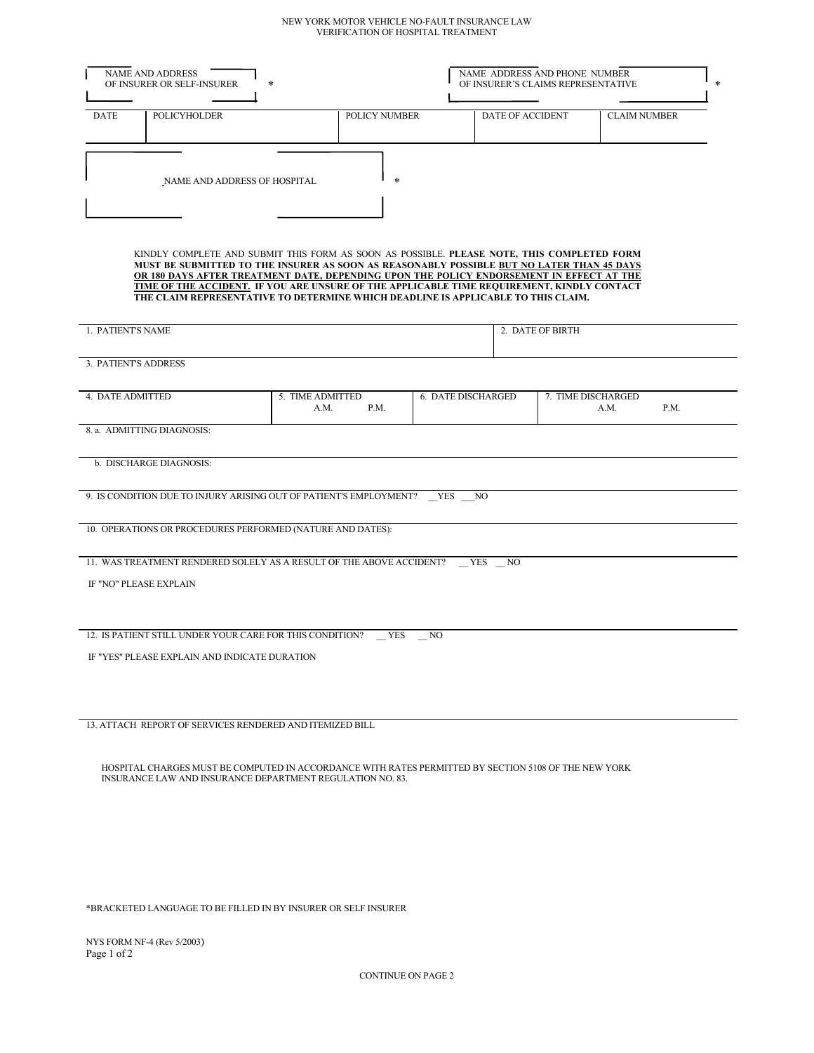NEW YORK MOTOR VEHICLE NO-FAULT INSURANCE LAW
VERIFICATION OF HOSPITAL TREATMENT

[NAME AND ADDRESS OF INSURER OR SELF-INSURER] *

[NAME ADDRESS AND PHONE NUMBER OF INSURER'S CLAIMS REPRESENTATIVE] *

| DATE | POLICYHOLDER | POLICY NUMBER | DATE OF ACCIDENT | CLAIM NUMBER |
|---|---|---|---|---|
| | | | | |

[NAME AND ADDRESS OF HOSPITAL] *

KINDLY COMPLETE AND SUBMIT THIS FORM AS SOON AS POSSIBLE. **PLEASE NOTE, THIS COMPLETED FORM MUST BE SUBMITTED TO THE INSURER AS SOON AS REASONABLY POSSIBLE <u>BUT NO LATER THAN 45 DAYS OR 180 DAYS AFTER TREATMENT DATE, DEPENDING UPON THE POLICY ENDORSEMENT IN EFFECT AT THE TIME OF THE ACCIDENT.</u> IF YOU ARE UNSURE OF THE APPLICABLE TIME REQUIREMENT, KINDLY CONTACT THE CLAIM REPRESENTATIVE TO DETERMINE WHICH DEADLINE IS APPLICABLE TO THIS CLAIM.**

| 1. PATIENT'S NAME | 2. DATE OF BIRTH |
|---|---|
| | |

3. PATIENT'S ADDRESS

| 4. DATE ADMITTED | 5. TIME ADMITTED A.M. P.M. | 6. DATE DISCHARGED | 7. TIME DISCHARGED A.M. P.M. |
|---|---|---|---|
| | | | |

8. a. ADMITTING DIAGNOSIS:

b. DISCHARGE DIAGNOSIS:

9. IS CONDITION DUE TO INJURY ARISING OUT OF PATIENT'S EMPLOYMENT? __YES ___NO

10. OPERATIONS OR PROCEDURES PERFORMED (NATURE AND DATES):

11. WAS TREATMENT RENDERED SOLELY AS A RESULT OF THE ABOVE ACCIDENT? __ YES __ NO

IF "NO" PLEASE EXPLAIN

12. IS PATIENT STILL UNDER YOUR CARE FOR THIS CONDITION? __ YES __ NO

IF "YES" PLEASE EXPLAIN AND INDICATE DURATION

13. ATTACH REPORT OF SERVICES RENDERED AND ITEMIZED BILL

HOSPITAL CHARGES MUST BE COMPUTED IN ACCORDANCE WITH RATES PERMITTED BY SECTION 5108 OF THE NEW YORK INSURANCE LAW AND INSURANCE DEPARTMENT REGULATION NO. 83.

*BRACKETED LANGUAGE TO BE FILLED IN BY INSURER OR SELF INSURER

NYS FORM NF-4 (Rev 5/2003)

CONTINUE ON PAGE 2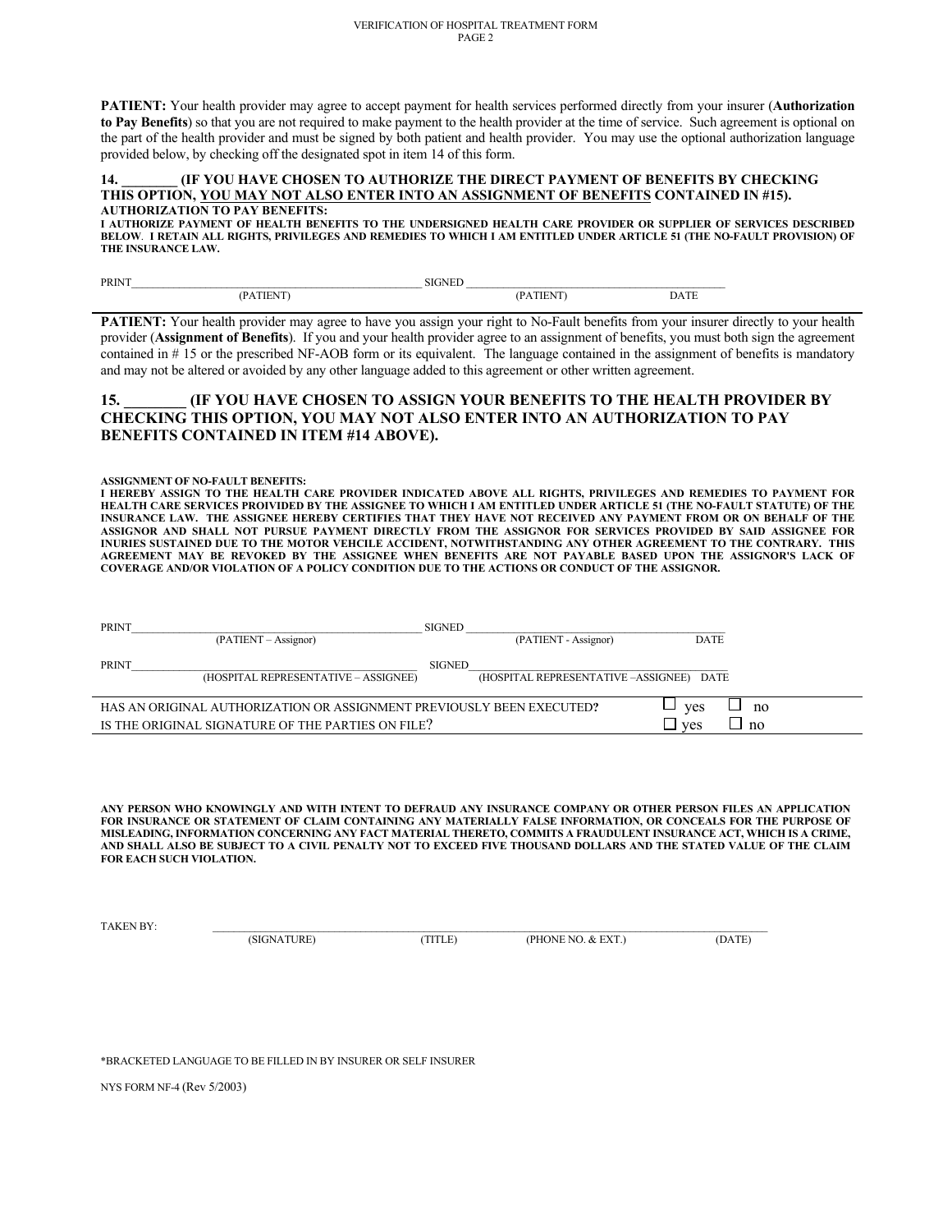**PATIENT:** Your health provider may agree to accept payment for health services performed directly from your insurer (**Authorization to Pay Benefits**) so that you are not required to make payment to the health provider at the time of service. Such agreement is optional on the part of the health provider and must be signed by both patient and health provider. You may use the optional authorization language provided below, by checking off the designated spot in item 14 of this form.

**14. _______ (IF YOU HAVE CHOSEN TO AUTHORIZE THE DIRECT PAYMENT OF BENEFITS BY CHECKING THIS OPTION, <u>YOU MAY NOT ALSO ENTER INTO AN ASSIGNMENT OF BENEFITS</u> CONTAINED IN #15).**

**AUTHORIZATION TO PAY BENEFITS:**

**I AUTHORIZE PAYMENT OF HEALTH BENEFITS TO THE UNDERSIGNED HEALTH CARE PROVIDER OR SUPPLIER OF SERVICES DESCRIBED BELOW. I RETAIN ALL RIGHTS, PRIVILEGES AND REMEDIES TO WHICH I AM ENTITLED UNDER ARTICLE 51 (THE NO-FAULT PROVISION) OF THE INSURANCE LAW.**

PRINT_______________________________ SIGNED _______________________________
(PATIENT) (PATIENT) DATE

**PATIENT:** Your health provider may agree to have you assign your right to No-Fault benefits from your insurer directly to your health provider (**Assignment of Benefits**). If you and your health provider agree to an assignment of benefits, you must both sign the agreement contained in # 15 or the prescribed NF-AOB form or its equivalent. The language contained in the assignment of benefits is mandatory and may not be altered or avoided by any other language added to this agreement or other written agreement.

**15. _______ (IF YOU HAVE CHOSEN TO ASSIGN YOUR BENEFITS TO THE HEALTH PROVIDER BY CHECKING THIS OPTION, YOU MAY NOT ALSO ENTER INTO AN AUTHORIZATION TO PAY BENEFITS CONTAINED IN ITEM #14 ABOVE).**

**ASSIGNMENT OF NO-FAULT BENEFITS:**

**I HEREBY ASSIGN TO THE HEALTH CARE PROVIDER INDICATED ABOVE ALL RIGHTS, PRIVILEGES AND REMEDIES TO PAYMENT FOR HEALTH CARE SERVICES PROIVIDED BY THE ASSIGNEE TO WHICH I AM ENTITLED UNDER ARTICLE 51 (THE NO-FAULT STATUTE) OF THE INSURANCE LAW. THE ASSIGNEE HEREBY CERTIFIES THAT THEY HAVE NOT RECEIVED ANY PAYMENT FROM OR ON BEHALF OF THE ASSIGNOR AND SHALL NOT PURSUE PAYMENT DIRECTLY FROM THE ASSIGNOR FOR SERVICES PROVIDED BY SAID ASSIGNEE FOR INURIES SUSTAINED DUE TO THE MOTOR VEHCILE ACCIDENT, NOTWITHSTANDING ANY OTHER AGREEMENT TO THE CONTRARY. THIS AGREEMENT MAY BE REVOKED BY THE ASSIGNEE WHEN BENEFITS ARE NOT PAYABLE BASED UPON THE ASSIGNOR'S LACK OF COVERAGE AND/OR VIOLATION OF A POLICY CONDITION DUE TO THE ACTIONS OR CONDUCT OF THE ASSIGNOR.**

PRINT_______________________________ SIGNED _______________________________
(PATIENT – Assignor) (PATIENT - Assignor) DATE

PRINT_______________________________ SIGNED _______________________________
(HOSPITAL REPRESENTATIVE – ASSIGNEE) (HOSPITAL REPRESENTATIVE –ASSIGNEE) DATE

| | | |
|---|---|---|
| HAS AN ORIGINAL AUTHORIZATION OR ASSIGNMENT PREVIOUSLY BEEN EXECUTED? | ☐ yes | ☐ no |
| IS THE ORIGINAL SIGNATURE OF THE PARTIES ON FILE? | ☐ yes | ☐ no |

**ANY PERSON WHO KNOWINGLY AND WITH INTENT TO DEFRAUD ANY INSURANCE COMPANY OR OTHER PERSON FILES AN APPLICATION FOR INSURANCE OR STATEMENT OF CLAIM CONTAINING ANY MATERIALLY FALSE INFORMATION, OR CONCEALS FOR THE PURPOSE OF MISLEADING, INFORMATION CONCERNING ANY FACT MATERIAL THERETO, COMMITS A FRAUDULENT INSURANCE ACT, WHICH IS A CRIME, AND SHALL ALSO BE SUBJECT TO A CIVIL PENALTY NOT TO EXCEED FIVE THOUSAND DOLLARS AND THE STATED VALUE OF THE CLAIM FOR EACH SUCH VIOLATION.**

TAKEN BY: _______________________________________________
(SIGNATURE) (TITLE) (PHONE NO. & EXT.) (DATE)

*BRACKETED LANGUAGE TO BE FILLED IN BY INSURER OR SELF INSURER

NYS FORM NF-4 (Rev 5/2003)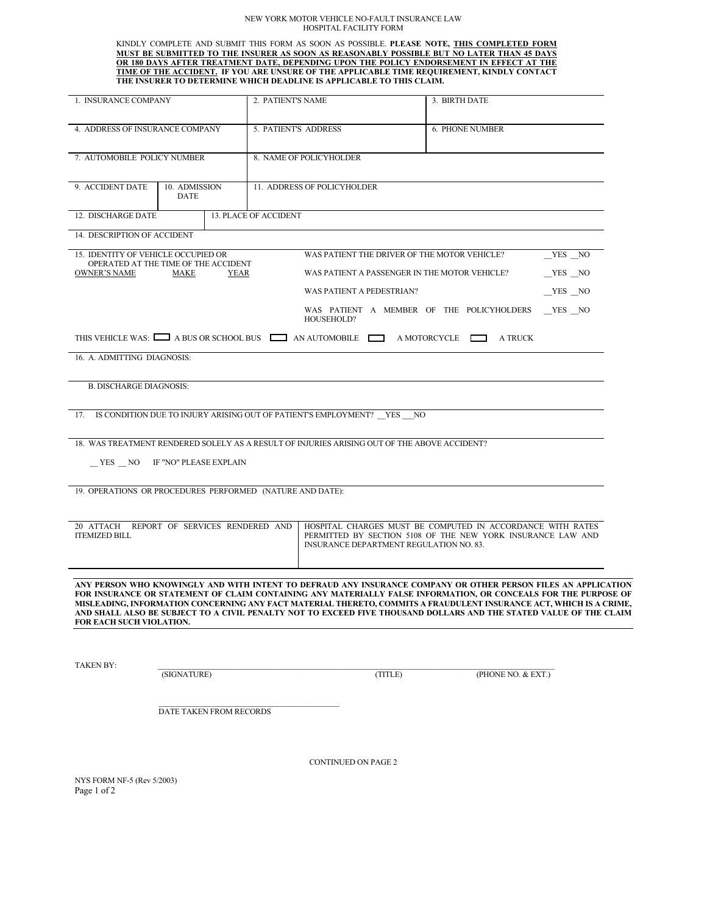NEW YORK MOTOR VEHICLE NO-FAULT INSURANCE LAW
HOSPITAL FACILITY FORM

KINDLY COMPLETE AND SUBMIT THIS FORM AS SOON AS POSSIBLE. **PLEASE NOTE, THIS COMPLETED FORM MUST BE SUBMITTED TO THE INSURER AS SOON AS REASONABLY POSSIBLE BUT NO LATER THAN 45 DAYS OR 180 DAYS AFTER TREATMENT DATE, DEPENDING UPON THE POLICY ENDORSEMENT IN EFFECT AT THE TIME OF THE ACCIDENT. IF YOU ARE UNSURE OF THE APPLICABLE TIME REQUIREMENT, KINDLY CONTACT THE INSURER TO DETERMINE WHICH DEADLINE IS APPLICABLE TO THIS CLAIM.**

| | | |
|---|---|---|
| 1. INSURANCE COMPANY | 2. PATIENT'S NAME | 3. BIRTH DATE |
| 4. ADDRESS OF INSURANCE COMPANY | 5. PATIENT'S ADDRESS | 6. PHONE NUMBER |
| 7. AUTOMOBILE POLICY NUMBER | 8. NAME OF POLICYHOLDER | |
| 9. ACCIDENT DATE / 10. ADMISSION DATE | 11. ADDRESS OF POLICYHOLDER | |
| 12. DISCHARGE DATE | 13. PLACE OF ACCIDENT | |

14. DESCRIPTION OF ACCIDENT

15. IDENTITY OF VEHICLE OCCUPIED OR OPERATED AT THE TIME OF THE ACCIDENT

OWNER'S NAME &nbsp;&nbsp; MAKE &nbsp;&nbsp; YEAR

WAS PATIENT THE DRIVER OF THE MOTOR VEHICLE? __YES __NO

WAS PATIENT A PASSENGER IN THE MOTOR VEHICLE? __YES __NO

WAS PATIENT A PEDESTRIAN? __YES __NO

WAS PATIENT A MEMBER OF THE POLICYHOLDERS HOUSEHOLD? __YES __NO

THIS VEHICLE WAS: ☐ A BUS OR SCHOOL BUS ☐ AN AUTOMOBILE ☐ A MOTORCYCLE ☐ A TRUCK

16. A. ADMITTING DIAGNOSIS:

B. DISCHARGE DIAGNOSIS:

17. IS CONDITION DUE TO INJURY ARISING OUT OF PATIENT'S EMPLOYMENT? __YES __NO

18. WAS TREATMENT RENDERED SOLELY AS A RESULT OF INJURIES ARISING OUT OF THE ABOVE ACCIDENT?

__ YES __ NO &nbsp;&nbsp; IF "NO" PLEASE EXPLAIN

19. OPERATIONS OR PROCEDURES PERFORMED (NATURE AND DATE):

| | |
|---|---|
| 20 ATTACH REPORT OF SERVICES RENDERED AND ITEMIZED BILL | HOSPITAL CHARGES MUST BE COMPUTED IN ACCORDANCE WITH RATES PERMITTED BY SECTION 5108 OF THE NEW YORK INSURANCE LAW AND INSURANCE DEPARTMENT REGULATION NO. 83. |

**ANY PERSON WHO KNOWINGLY AND WITH INTENT TO DEFRAUD ANY INSURANCE COMPANY OR OTHER PERSON FILES AN APPLICATION FOR INSURANCE OR STATEMENT OF CLAIM CONTAINING ANY MATERIALLY FALSE INFORMATION, OR CONCEALS FOR THE PURPOSE OF MISLEADING, INFORMATION CONCERNING ANY FACT MATERIAL THERETO, COMMITS A FRAUDULENT INSURANCE ACT, WHICH IS A CRIME, AND SHALL ALSO BE SUBJECT TO A CIVIL PENALTY NOT TO EXCEED FIVE THOUSAND DOLLARS AND THE STATED VALUE OF THE CLAIM FOR EACH SUCH VIOLATION.**

TAKEN BY: ______________________________________________

(SIGNATURE) &nbsp;&nbsp; (TITLE) &nbsp;&nbsp; (PHONE NO. & EXT.)

______________________________

DATE TAKEN FROM RECORDS

CONTINUED ON PAGE 2

NYS FORM NF-5 (Rev 5/2003)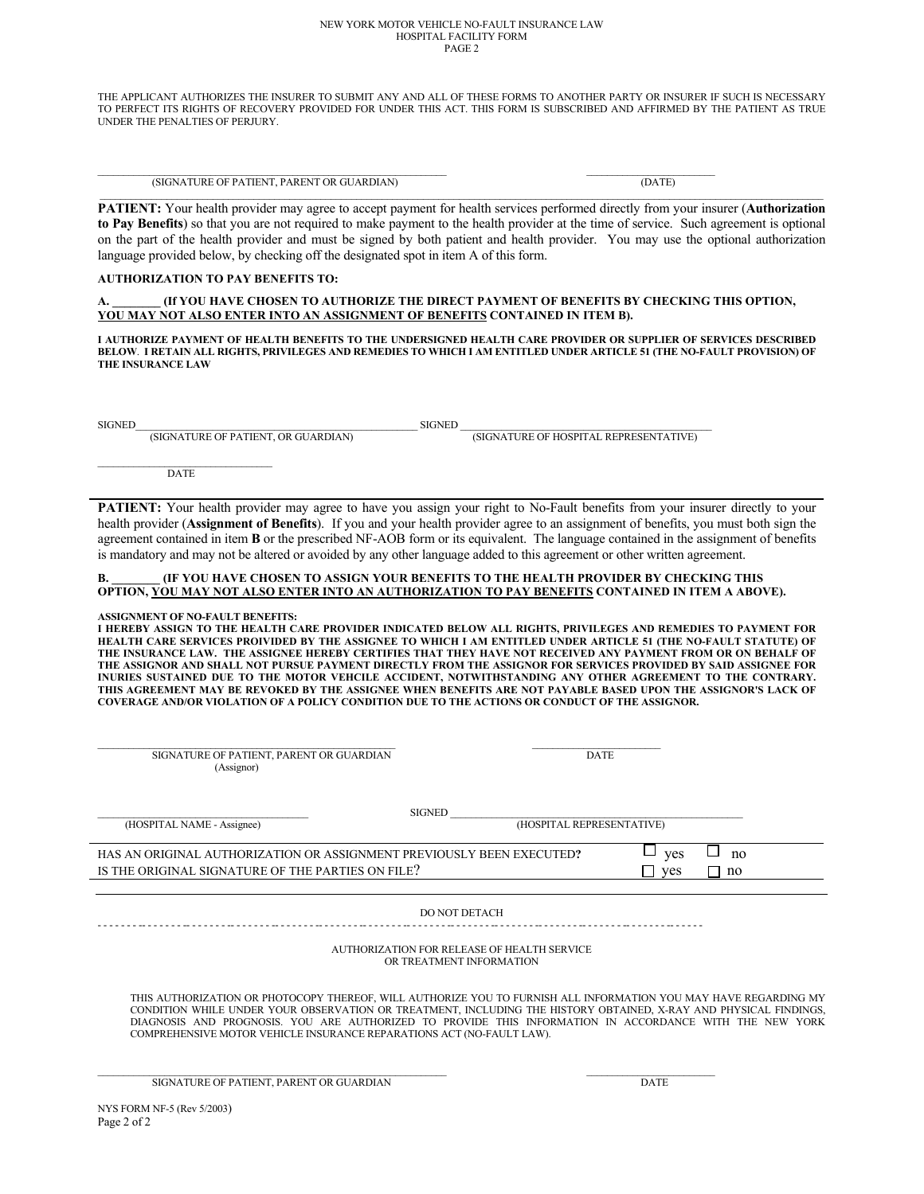NEW YORK MOTOR VEHICLE NO-FAULT INSURANCE LAW
HOSPITAL FACILITY FORM
PAGE 2

THE APPLICANT AUTHORIZES THE INSURER TO SUBMIT ANY AND ALL OF THESE FORMS TO ANOTHER PARTY OR INSURER IF SUCH IS NECESSARY TO PERFECT ITS RIGHTS OF RECOVERY PROVIDED FOR UNDER THIS ACT. THIS FORM IS SUBSCRIBED AND AFFIRMED BY THE PATIENT AS TRUE UNDER THE PENALTIES OF PERJURY.

\_\_\_\_\_\_\_\_\_\_\_\_\_\_\_\_\_\_\_\_\_\_\_\_\_\_\_\_\_\_\_\_\_\_\_\_\_\_\_\_\_\_\_\_ (SIGNATURE OF PATIENT, PARENT OR GUARDIAN)

\_\_\_\_\_\_\_\_\_\_\_\_\_\_\_\_\_\_\_\_ (DATE)

**PATIENT:** Your health provider may agree to accept payment for health services performed directly from your insurer (**Authorization to Pay Benefits**) so that you are not required to make payment to the health provider at the time of service. Such agreement is optional on the part of the health provider and must be signed by both patient and health provider. You may use the optional authorization language provided below, by checking off the designated spot in item A of this form.

**AUTHORIZATION TO PAY BENEFITS TO:**

**A. \_\_\_\_\_\_\_\_ (If YOU HAVE CHOSEN TO AUTHORIZE THE DIRECT PAYMENT OF BENEFITS BY CHECKING THIS OPTION, <u>YOU MAY NOT ALSO ENTER INTO AN ASSIGNMENT OF BENEFITS</u> CONTAINED IN ITEM B).**

**I AUTHORIZE PAYMENT OF HEALTH BENEFITS TO THE UNDERSIGNED HEALTH CARE PROVIDER OR SUPPLIER OF SERVICES DESCRIBED BELOW. I RETAIN ALL RIGHTS, PRIVILEGES AND REMEDIES TO WHICH I AM ENTITLED UNDER ARTICLE 51 (THE NO-FAULT PROVISION) OF THE INSURANCE LAW**

SIGNED\_\_\_\_\_\_\_\_\_\_\_\_\_\_\_\_\_\_\_\_\_\_\_\_\_\_\_\_\_\_\_\_\_\_\_\_\_\_\_\_ (SIGNATURE OF PATIENT, OR GUARDIAN)

SIGNED \_\_\_\_\_\_\_\_\_\_\_\_\_\_\_\_\_\_\_\_\_\_\_\_\_\_\_\_\_\_\_\_\_\_\_\_\_\_\_\_ (SIGNATURE OF HOSPITAL REPRESENTATIVE)

\_\_\_\_\_\_\_\_\_\_\_\_\_\_\_\_\_\_\_\_\_\_\_\_\_\_ DATE

**PATIENT:** Your health provider may agree to have you assign your right to No-Fault benefits from your insurer directly to your health provider (**Assignment of Benefits**). If you and your health provider agree to an assignment of benefits, you must both sign the agreement contained in item **B** or the prescribed NF-AOB form or its equivalent. The language contained in the assignment of benefits is mandatory and may not be altered or avoided by any other language added to this agreement or other written agreement.

**B. \_\_\_\_\_\_\_\_ (IF YOU HAVE CHOSEN TO ASSIGN YOUR BENEFITS TO THE HEALTH PROVIDER BY CHECKING THIS OPTION, <u>YOU MAY NOT ALSO ENTER INTO AN AUTHORIZATION TO PAY BENEFITS</u> CONTAINED IN ITEM A ABOVE).**

**ASSIGNMENT OF NO-FAULT BENEFITS:**
**I HEREBY ASSIGN TO THE HEALTH CARE PROVIDER INDICATED BELOW ALL RIGHTS, PRIVILEGES AND REMEDIES TO PAYMENT FOR HEALTH CARE SERVICES PROIVIDED BY THE ASSIGNEE TO WHICH I AM ENTITLED UNDER ARTICLE 51 (THE NO-FAULT STATUTE) OF THE INSURANCE LAW. THE ASSIGNEE HEREBY CERTIFIES THAT THEY HAVE NOT RECEIVED ANY PAYMENT FROM OR ON BEHALF OF THE ASSIGNOR AND SHALL NOT PURSUE PAYMENT DIRECTLY FROM THE ASSIGNOR FOR SERVICES PROVIDED BY SAID ASSIGNEE FOR INURIES SUSTAINED DUE TO THE MOTOR VEHCILE ACCIDENT, NOTWITHSTANDING ANY OTHER AGREEMENT TO THE CONTRARY. THIS AGREEMENT MAY BE REVOKED BY THE ASSIGNEE WHEN BENEFITS ARE NOT PAYABLE BASED UPON THE ASSIGNOR'S LACK OF COVERAGE AND/OR VIOLATION OF A POLICY CONDITION DUE TO THE ACTIONS OR CONDUCT OF THE ASSIGNOR.**

\_\_\_\_\_\_\_\_\_\_\_\_\_\_\_\_\_\_\_\_\_\_\_\_\_\_\_\_\_\_\_\_\_\_\_\_\_\_\_\_ SIGNATURE OF PATIENT, PARENT OR GUARDIAN (Assignor)

\_\_\_\_\_\_\_\_\_\_\_\_\_\_\_\_\_\_\_\_ DATE

\_\_\_\_\_\_\_\_\_\_\_\_\_\_\_\_\_\_\_\_\_\_\_\_\_\_\_\_\_\_ (HOSPITAL NAME - Assignee)

SIGNED \_\_\_\_\_\_\_\_\_\_\_\_\_\_\_\_\_\_\_\_\_\_\_\_\_\_\_\_\_\_\_\_\_\_\_\_\_\_\_\_ (HOSPITAL REPRESENTATIVE)

| | | |
|---|---|---|
| HAS AN ORIGINAL AUTHORIZATION OR ASSIGNMENT PREVIOUSLY BEEN EXECUTED? | ☐ yes | ☐ no |
| IS THE ORIGINAL SIGNATURE OF THE PARTIES ON FILE? | ☐ yes | ☐ no |

DO NOT DETACH

- - - - - - - - - - - - - - - - - - - - - - - - - - - - - - - - - - - - - - - - - - - - - - - - - - - - - - - - - - - -

AUTHORIZATION FOR RELEASE OF HEALTH SERVICE
OR TREATMENT INFORMATION

THIS AUTHORIZATION OR PHOTOCOPY THEREOF, WILL AUTHORIZE YOU TO FURNISH ALL INFORMATION YOU MAY HAVE REGARDING MY CONDITION WHILE UNDER YOUR OBSERVATION OR TREATMENT, INCLUDING THE HISTORY OBTAINED, X-RAY AND PHYSICAL FINDINGS, DIAGNOSIS AND PROGNOSIS. YOU ARE AUTHORIZED TO PROVIDE THIS INFORMATION IN ACCORDANCE WITH THE NEW YORK COMPREHENSIVE MOTOR VEHICLE INSURANCE REPARATIONS ACT (NO-FAULT LAW).

\_\_\_\_\_\_\_\_\_\_\_\_\_\_\_\_\_\_\_\_\_\_\_\_\_\_\_\_\_\_\_\_\_\_\_\_\_\_\_\_\_\_\_\_ SIGNATURE OF PATIENT, PARENT OR GUARDIAN

\_\_\_\_\_\_\_\_\_\_\_\_\_\_\_\_\_\_\_\_ DATE

NYS FORM NF-5 (Rev 5/2003)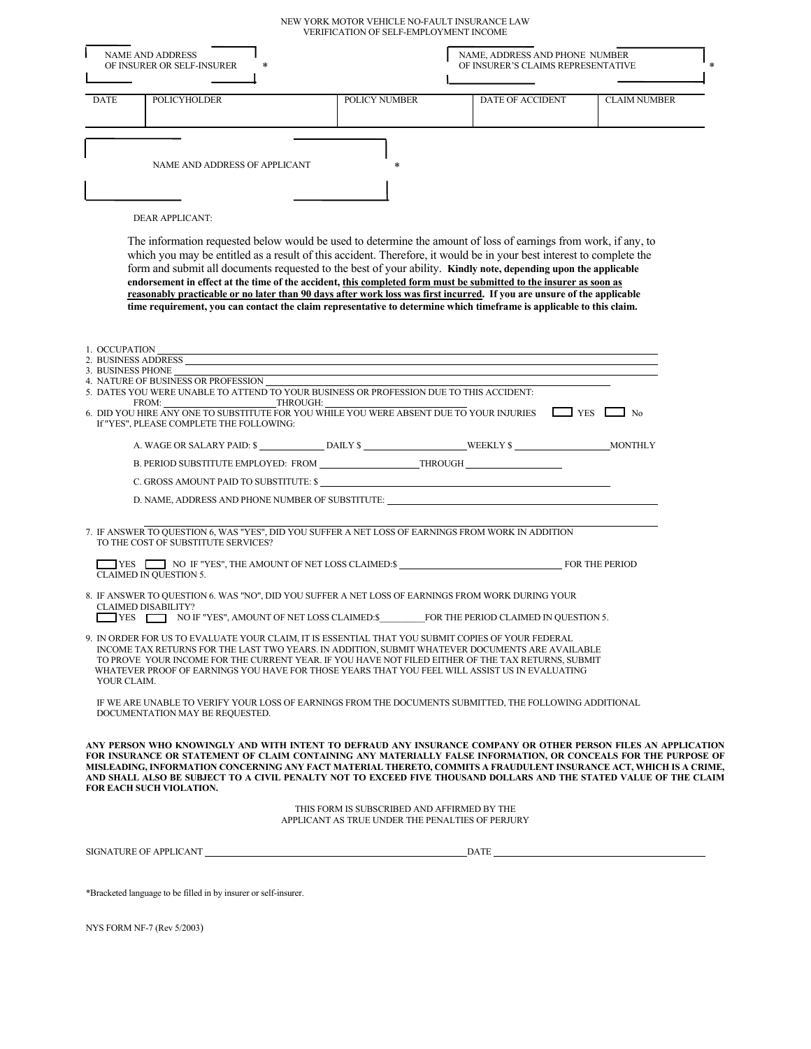NEW YORK MOTOR VEHICLE NO-FAULT INSURANCE LAW
VERIFICATION OF SELF-EMPLOYMENT INCOME

NAME AND ADDRESS OF INSURER OR SELF-INSURER *

NAME, ADDRESS AND PHONE NUMBER OF INSURER'S CLAIMS REPRESENTATIVE *

| DATE | POLICYHOLDER | POLICY NUMBER | DATE OF ACCIDENT | CLAIM NUMBER |
|---|---|---|---|---|
| | | | | |

NAME AND ADDRESS OF APPLICANT *

DEAR APPLICANT:

The information requested below would be used to determine the amount of loss of earnings from work, if any, to which you may be entitled as a result of this accident. Therefore, it would be in your best interest to complete the form and submit all documents requested to the best of your ability. **Kindly note, depending upon the applicable endorsement in effect at the time of the accident, <u>this completed form must be submitted to the insurer as soon as reasonably practicable or no later than 90 days after work loss was first incurred</u>. If you are unsure of the applicable time requirement, you can contact the claim representative to determine which timeframe is applicable to this claim.**

1. OCCUPATION ____________________
2. BUSINESS ADDRESS ____________________
3. BUSINESS PHONE ____________________
4. NATURE OF BUSINESS OR PROFESSION ____________________
5. DATES YOU WERE UNABLE TO ATTEND TO YOUR BUSINESS OR PROFESSION DUE TO THIS ACCIDENT:
   FROM: ____________ THROUGH: ____________
6. DID YOU HIRE ANY ONE TO SUBSTITUTE FOR YOU WHILE YOU WERE ABSENT DUE TO YOUR INJURIES ☐ YES ☐ No
   If "YES", PLEASE COMPLETE THE FOLLOWING:

   A. WAGE OR SALARY PAID: $ ________ DAILY $ ________ WEEKLY $ ________ MONTHLY

   B. PERIOD SUBSTITUTE EMPLOYED: FROM ____________ THROUGH ____________

   C. GROSS AMOUNT PAID TO SUBSTITUTE: $ ____________

   D. NAME, ADDRESS AND PHONE NUMBER OF SUBSTITUTE: ____________

7. IF ANSWER TO QUESTION 6, WAS "YES", DID YOU SUFFER A NET LOSS OF EARNINGS FROM WORK IN ADDITION TO THE COST OF SUBSTITUTE SERVICES?

   ☐ YES ☐ NO IF "YES", THE AMOUNT OF NET LOSS CLAIMED:$ ____________ FOR THE PERIOD CLAIMED IN QUESTION 5.

8. IF ANSWER TO QUESTION 6. WAS "NO", DID YOU SUFFER A NET LOSS OF EARNINGS FROM WORK DURING YOUR CLAIMED DISABILITY?
   ☐ YES ☐ NO IF "YES", AMOUNT OF NET LOSS CLAIMED:$_________FOR THE PERIOD CLAIMED IN QUESTION 5.

9. IN ORDER FOR US TO EVALUATE YOUR CLAIM, IT IS ESSENTIAL THAT YOU SUBMIT COPIES OF YOUR FEDERAL INCOME TAX RETURNS FOR THE LAST TWO YEARS. IN ADDITION, SUBMIT WHATEVER DOCUMENTS ARE AVAILABLE TO PROVE YOUR INCOME FOR THE CURRENT YEAR. IF YOU HAVE NOT FILED EITHER OF THE TAX RETURNS, SUBMIT WHATEVER PROOF OF EARNINGS YOU HAVE FOR THOSE YEARS THAT YOU FEEL WILL ASSIST US IN EVALUATING YOUR CLAIM.

   IF WE ARE UNABLE TO VERIFY YOUR LOSS OF EARNINGS FROM THE DOCUMENTS SUBMITTED, THE FOLLOWING ADDITIONAL DOCUMENTATION MAY BE REQUESTED.

**ANY PERSON WHO KNOWINGLY AND WITH INTENT TO DEFRAUD ANY INSURANCE COMPANY OR OTHER PERSON FILES AN APPLICATION FOR INSURANCE OR STATEMENT OF CLAIM CONTAINING ANY MATERIALLY FALSE INFORMATION, OR CONCEALS FOR THE PURPOSE OF MISLEADING, INFORMATION CONCERNING ANY FACT MATERIAL THERETO, COMMITS A FRAUDULENT INSURANCE ACT, WHICH IS A CRIME, AND SHALL ALSO BE SUBJECT TO A CIVIL PENALTY NOT TO EXCEED FIVE THOUSAND DOLLARS AND THE STATED VALUE OF THE CLAIM FOR EACH SUCH VIOLATION.**

THIS FORM IS SUBSCRIBED AND AFFIRMED BY THE APPLICANT AS TRUE UNDER THE PENALTIES OF PERJURY

SIGNATURE OF APPLICANT ____________________ DATE ____________________

*Bracketed language to be filled in by insurer or self-insurer.

NYS FORM NF-7 (Rev 5/2003)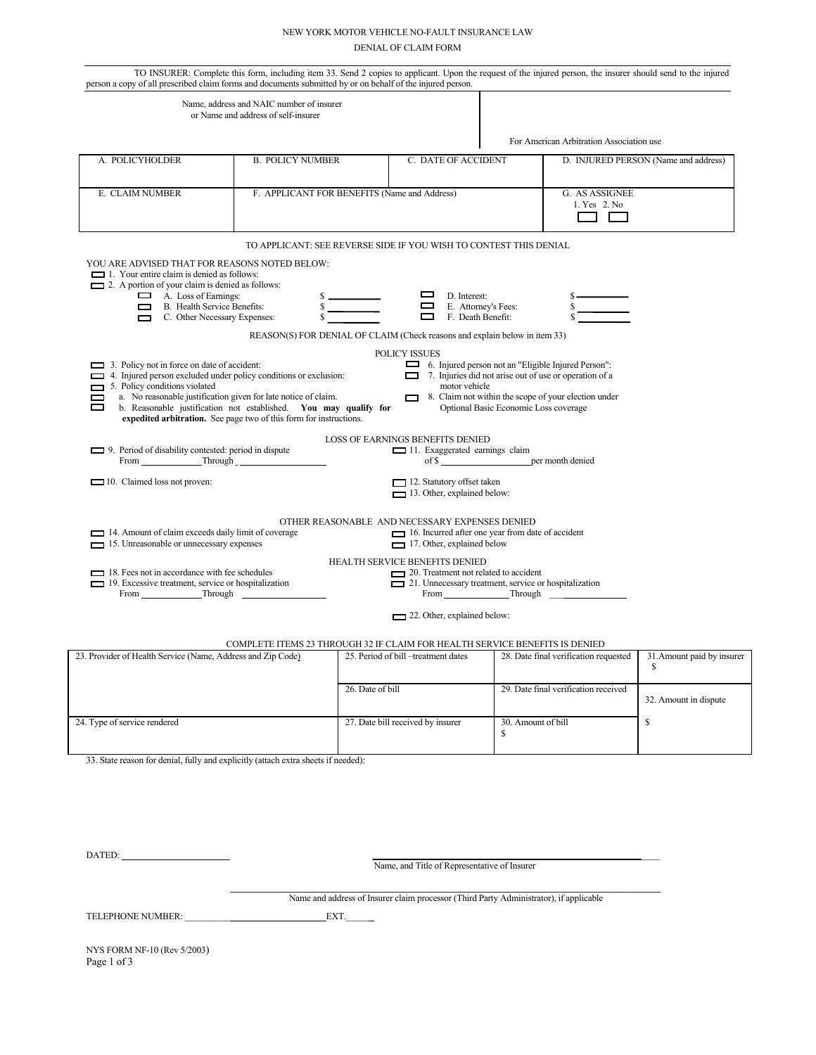NEW YORK MOTOR VEHICLE NO-FAULT INSURANCE LAW

DENIAL OF CLAIM FORM

TO INSURER: Complete this form, including item 33. Send 2 copies to applicant. Upon the request of the injured person, the insurer should send to the injured person a copy of all prescribed claim forms and documents submitted by or on behalf of the injured person.

| Name, address and NAIC number of insurer or Name and address of self-insurer | For American Arbitration Association use |
| --- | --- |

| A. POLICYHOLDER | B. POLICY NUMBER | C. DATE OF ACCIDENT | D. INJURED PERSON (Name and address) |
| --- | --- | --- | --- |
| E. CLAIM NUMBER | F. APPLICANT FOR BENEFITS (Name and Address) | | G. AS ASSIGNEE 1. Yes ☐ 2. No ☐ |

TO APPLICANT: SEE REVERSE SIDE IF YOU WISH TO CONTEST THIS DENIAL

YOU ARE ADVISED THAT FOR REASONS NOTED BELOW:

- ☐ 1. Your entire claim is denied as follows:
- ☐ 2. A portion of your claim is denied as follows:
  - ☐ A. Loss of Earnings: $ ________
  - ☐ B. Health Service Benefits: $ ________
  - ☐ C. Other Necessary Expenses: $ ________
  - ☐ D. Interest: $ ________
  - ☐ E. Attorney's Fees: $ ________
  - ☐ F. Death Benefit: $ ________

REASON(S) FOR DENIAL OF CLAIM (Check reasons and explain below in item 33)

### POLICY ISSUES

- ☐ 3. Policy not in force on date of accident:
- ☐ 4. Injured person excluded under policy conditions or exclusion:
- ☐ 5. Policy conditions violated
  - ☐ a. No reasonable justification given for late notice of claim.
  - ☐ b. Reasonable justification not established. **You may qualify for expedited arbitration.** See page two of this form for instructions.
- ☐ 6. Injured person not an "Eligible Injured Person":
- ☐ 7. Injuries did not arise out of use or operation of a motor vehicle
- ☐ 8. Claim not within the scope of your election under Optional Basic Economic Loss coverage

### LOSS OF EARNINGS BENEFITS DENIED

- ☐ 9. Period of disability contested: period in dispute From ____________ Through ____________
- ☐ 10. Claimed loss not proven:
- ☐ 11. Exaggerated earnings claim of $ ____________ per month denied
- ☐ 12. Statutory offset taken
- ☐ 13. Other, explained below:

### OTHER REASONABLE AND NECESSARY EXPENSES DENIED

- ☐ 14. Amount of claim exceeds daily limit of coverage
- ☐ 15. Unreasonable or unnecessary expenses
- ☐ 16. Incurred after one year from date of accident
- ☐ 17. Other, explained below

### HEALTH SERVICE BENEFITS DENIED

- ☐ 18. Fees not in accordance with fee schedules
- ☐ 19. Excessive treatment, service or hospitalization From ____________ Through ____________
- ☐ 20. Treatment not related to accident
- ☐ 21. Unnecessary treatment, service or hospitalization From ____________ Through ____________
- ☐ 22. Other, explained below:

COMPLETE ITEMS 23 THROUGH 32 IF CLAIM FOR HEALTH SERVICE BENEFITS IS DENIED

| 23. Provider of Health Service (Name, Address and Zip Code) | 25. Period of bill –treatment dates | 28. Date final verification requested | 31. Amount paid by insurer $ |
| --- | --- | --- | --- |
| | 26. Date of bill | 29. Date final verification received | 32. Amount in dispute |
| 24. Type of service rendered | 27. Date bill received by insurer | 30. Amount of bill $ | $ |

33. State reason for denial, fully and explicitly (attach extra sheets if needed):

DATED: ____________________

____________________________________________
Name, and Title of Representative of Insurer

____________________________________________
Name and address of Insurer claim processor (Third Party Administrator), if applicable

TELEPHONE NUMBER: ____________________ EXT. ______

NYS FORM NF-10 (Rev 5/2003)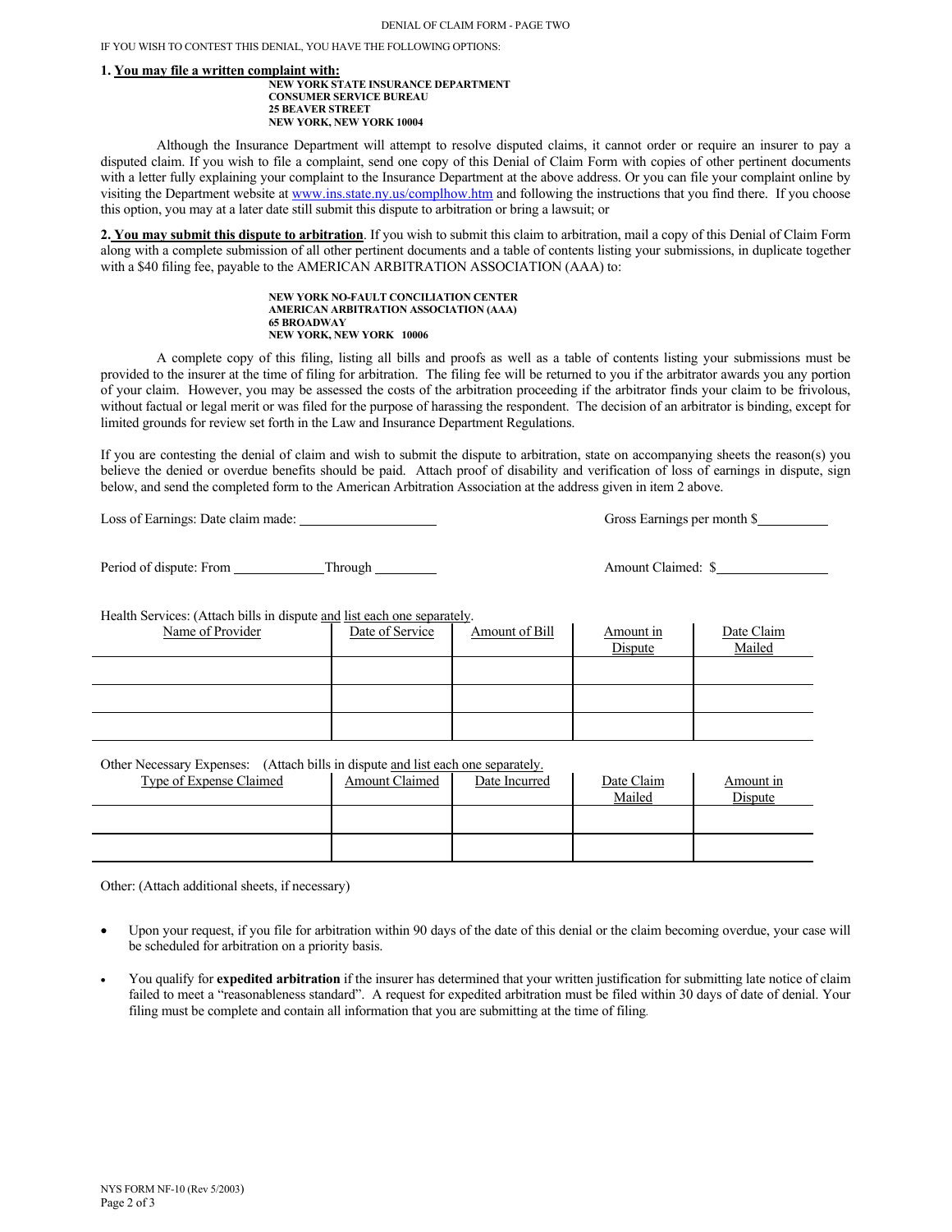DENIAL OF CLAIM FORM - PAGE TWO

IF YOU WISH TO CONTEST THIS DENIAL, YOU HAVE THE FOLLOWING OPTIONS:

**1. You may file a written complaint with:**

**NEW YORK STATE INSURANCE DEPARTMENT**
**CONSUMER SERVICE BUREAU**
**25 BEAVER STREET**
**NEW YORK, NEW YORK 10004**

Although the Insurance Department will attempt to resolve disputed claims, it cannot order or require an insurer to pay a disputed claim. If you wish to file a complaint, send one copy of this Denial of Claim Form with copies of other pertinent documents with a letter fully explaining your complaint to the Insurance Department at the above address. Or you can file your complaint online by visiting the Department website at www.ins.state.ny.us/complhow.htm and following the instructions that you find there. If you choose this option, you may at a later date still submit this dispute to arbitration or bring a lawsuit; or

**2. You may submit this dispute to arbitration**. If you wish to submit this claim to arbitration, mail a copy of this Denial of Claim Form along with a complete submission of all other pertinent documents and a table of contents listing your submissions, in duplicate together with a $40 filing fee, payable to the AMERICAN ARBITRATION ASSOCIATION (AAA) to:

**NEW YORK NO-FAULT CONCILIATION CENTER**
**AMERICAN ARBITRATION ASSOCIATION (AAA)**
**65 BROADWAY**
**NEW YORK, NEW YORK 10006**

A complete copy of this filing, listing all bills and proofs as well as a table of contents listing your submissions must be provided to the insurer at the time of filing for arbitration. The filing fee will be returned to you if the arbitrator awards you any portion of your claim. However, you may be assessed the costs of the arbitration proceeding if the arbitrator finds your claim to be frivolous, without factual or legal merit or was filed for the purpose of harassing the respondent. The decision of an arbitrator is binding, except for limited grounds for review set forth in the Law and Insurance Department Regulations.

If you are contesting the denial of claim and wish to submit the dispute to arbitration, state on accompanying sheets the reason(s) you believe the denied or overdue benefits should be paid. Attach proof of disability and verification of loss of earnings in dispute, sign below, and send the completed form to the American Arbitration Association at the address given in item 2 above.

Loss of Earnings: Date claim made: ____________________ Gross Earnings per month $__________

Period of dispute: From _____________ Through _________ Amount Claimed: $________________

Health Services: (Attach bills in dispute and list each one separately.

| Name of Provider | Date of Service | Amount of Bill | Amount in Dispute | Date Claim Mailed |
|---|---|---|---|---|
| | | | | |
| | | | | |
| | | | | |

Other Necessary Expenses: (Attach bills in dispute and list each one separately.

| Type of Expense Claimed | Amount Claimed | Date Incurred | Date Claim Mailed | Amount in Dispute |
|---|---|---|---|---|
| | | | | |
| | | | | |

Other: (Attach additional sheets, if necessary)

- Upon your request, if you file for arbitration within 90 days of the date of this denial or the claim becoming overdue, your case will be scheduled for arbitration on a priority basis.
- You qualify for **expedited arbitration** if the insurer has determined that your written justification for submitting late notice of claim failed to meet a "reasonableness standard". A request for expedited arbitration must be filed within 30 days of date of denial. Your filing must be complete and contain all information that you are submitting at the time of filing.

NYS FORM NF-10 (Rev 5/2003)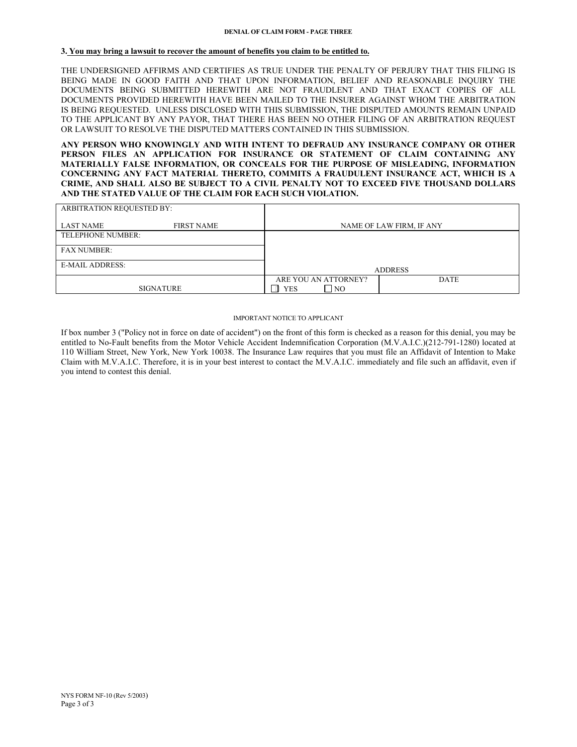**DENIAL OF CLAIM FORM - PAGE THREE**

**3. <u>You may bring a lawsuit to recover the amount of benefits you claim to be entitled to.</u>**

THE UNDERSIGNED AFFIRMS AND CERTIFIES AS TRUE UNDER THE PENALTY OF PERJURY THAT THIS FILING IS BEING MADE IN GOOD FAITH AND THAT UPON INFORMATION, BELIEF AND REASONABLE INQUIRY THE DOCUMENTS BEING SUBMITTED HEREWITH ARE NOT FRAUDLENT AND THAT EXACT COPIES OF ALL DOCUMENTS PROVIDED HEREWITH HAVE BEEN MAILED TO THE INSURER AGAINST WHOM THE ARBITRATION IS BEING REQUESTED. UNLESS DISCLOSED WITH THIS SUBMISSION, THE DISPUTED AMOUNTS REMAIN UNPAID TO THE APPLICANT BY ANY PAYOR, THAT THERE HAS BEEN NO OTHER FILING OF AN ARBITRATION REQUEST OR LAWSUIT TO RESOLVE THE DISPUTED MATTERS CONTAINED IN THIS SUBMISSION.

**ANY PERSON WHO KNOWINGLY AND WITH INTENT TO DEFRAUD ANY INSURANCE COMPANY OR OTHER PERSON FILES AN APPLICATION FOR INSURANCE OR STATEMENT OF CLAIM CONTAINING ANY MATERIALLY FALSE INFORMATION, OR CONCEALS FOR THE PURPOSE OF MISLEADING, INFORMATION CONCERNING ANY FACT MATERIAL THERETO, COMMITS A FRAUDULENT INSURANCE ACT, WHICH IS A CRIME, AND SHALL ALSO BE SUBJECT TO A CIVIL PENALTY NOT TO EXCEED FIVE THOUSAND DOLLARS AND THE STATED VALUE OF THE CLAIM FOR EACH SUCH VIOLATION.**

| | | |
|---|---|---|
| ARBITRATION REQUESTED BY: LAST NAME FIRST NAME | NAME OF LAW FIRM, IF ANY | |
| TELEPHONE NUMBER: | ADDRESS | |
| FAX NUMBER: | | |
| E-MAIL ADDRESS: | | |
| SIGNATURE | ARE YOU AN ATTORNEY? ☐ YES ☐ NO | DATE |

IMPORTANT NOTICE TO APPLICANT

If box number 3 ("Policy not in force on date of accident") on the front of this form is checked as a reason for this denial, you may be entitled to No-Fault benefits from the Motor Vehicle Accident Indemnification Corporation (M.V.A.I.C.)(212-791-1280) located at 110 William Street, New York, New York 10038. The Insurance Law requires that you must file an Affidavit of Intention to Make Claim with M.V.A.I.C. Therefore, it is in your best interest to contact the M.V.A.I.C. immediately and file such an affidavit, even if you intend to contest this denial.

NYS FORM NF-10 (Rev 5/2003)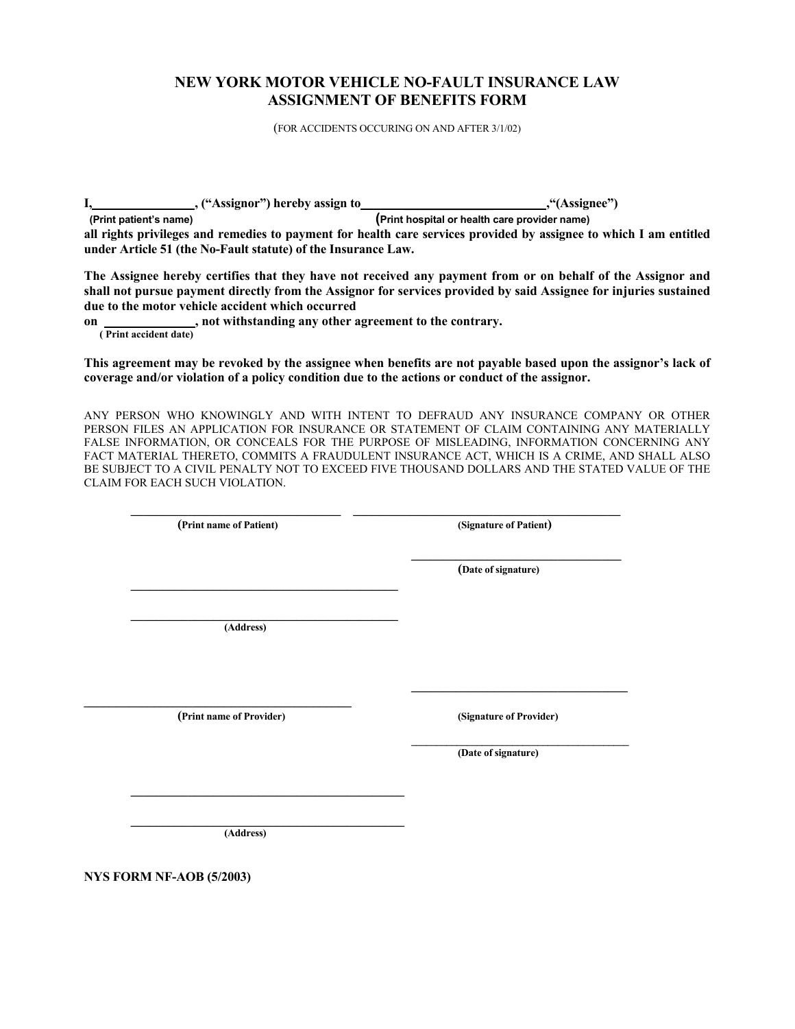# NEW YORK MOTOR VEHICLE NO-FAULT INSURANCE LAW
# ASSIGNMENT OF BENEFITS FORM

(FOR ACCIDENTS OCCURING ON AND AFTER 3/1/02)

**I, \_\_\_\_\_\_\_\_\_\_\_\_\_\_\_\_, ("Assignor") hereby assign to \_\_\_\_\_\_\_\_\_\_\_\_\_\_\_\_\_\_\_\_\_\_\_\_\_\_\_\_\_\_,"(Assignee")**
**(Print patient's name)** **(Print hospital or health care provider name)**
**all rights privileges and remedies to payment for health care services provided by assignee to which I am entitled under Article 51 (the No-Fault statute) of the Insurance Law.**

**The Assignee hereby certifies that they have not received any payment from or on behalf of the Assignor and shall not pursue payment directly from the Assignor for services provided by said Assignee for injuries sustained due to the motor vehicle accident which occurred**
**on \_\_\_\_\_\_\_\_\_\_\_\_\_\_, not withstanding any other agreement to the contrary.**
**( Print accident date)**

**This agreement may be revoked by the assignee when benefits are not payable based upon the assignor's lack of coverage and/or violation of a policy condition due to the actions or conduct of the assignor.**

ANY PERSON WHO KNOWINGLY AND WITH INTENT TO DEFRAUD ANY INSURANCE COMPANY OR OTHER PERSON FILES AN APPLICATION FOR INSURANCE OR STATEMENT OF CLAIM CONTAINING ANY MATERIALLY FALSE INFORMATION, OR CONCEALS FOR THE PURPOSE OF MISLEADING, INFORMATION CONCERNING ANY FACT MATERIAL THERETO, COMMITS A FRAUDULENT INSURANCE ACT, WHICH IS A CRIME, AND SHALL ALSO BE SUBJECT TO A CIVIL PENALTY NOT TO EXCEED FIVE THOUSAND DOLLARS AND THE STATED VALUE OF THE CLAIM FOR EACH SUCH VIOLATION.

\_\_\_\_\_\_\_\_\_\_\_\_\_\_\_\_\_\_\_\_\_\_\_\_\_\_\_\_\_\_ \_\_\_\_\_\_\_\_\_\_\_\_\_\_\_\_\_\_\_\_\_\_\_\_\_\_\_\_\_\_
**(Print name of Patient)** **(Signature of Patient)**

\_\_\_\_\_\_\_\_\_\_\_\_\_\_\_\_\_\_\_\_\_\_\_\_\_\_\_\_\_\_
**(Date of signature)**

\_\_\_\_\_\_\_\_\_\_\_\_\_\_\_\_\_\_\_\_\_\_\_\_\_\_\_\_\_\_

\_\_\_\_\_\_\_\_\_\_\_\_\_\_\_\_\_\_\_\_\_\_\_\_\_\_\_\_\_\_
**(Address)**

\_\_\_\_\_\_\_\_\_\_\_\_\_\_\_\_\_\_\_\_\_\_\_\_\_\_\_\_\_\_ \_\_\_\_\_\_\_\_\_\_\_\_\_\_\_\_\_\_\_\_\_\_\_\_\_\_\_\_\_\_
**(Print name of Provider)** **(Signature of Provider)**

\_\_\_\_\_\_\_\_\_\_\_\_\_\_\_\_\_\_\_\_\_\_\_\_\_\_\_\_\_\_
**(Date of signature)**

\_\_\_\_\_\_\_\_\_\_\_\_\_\_\_\_\_\_\_\_\_\_\_\_\_\_\_\_\_\_

\_\_\_\_\_\_\_\_\_\_\_\_\_\_\_\_\_\_\_\_\_\_\_\_\_\_\_\_\_\_
**(Address)**

**NYS FORM NF-AOB (5/2003)**